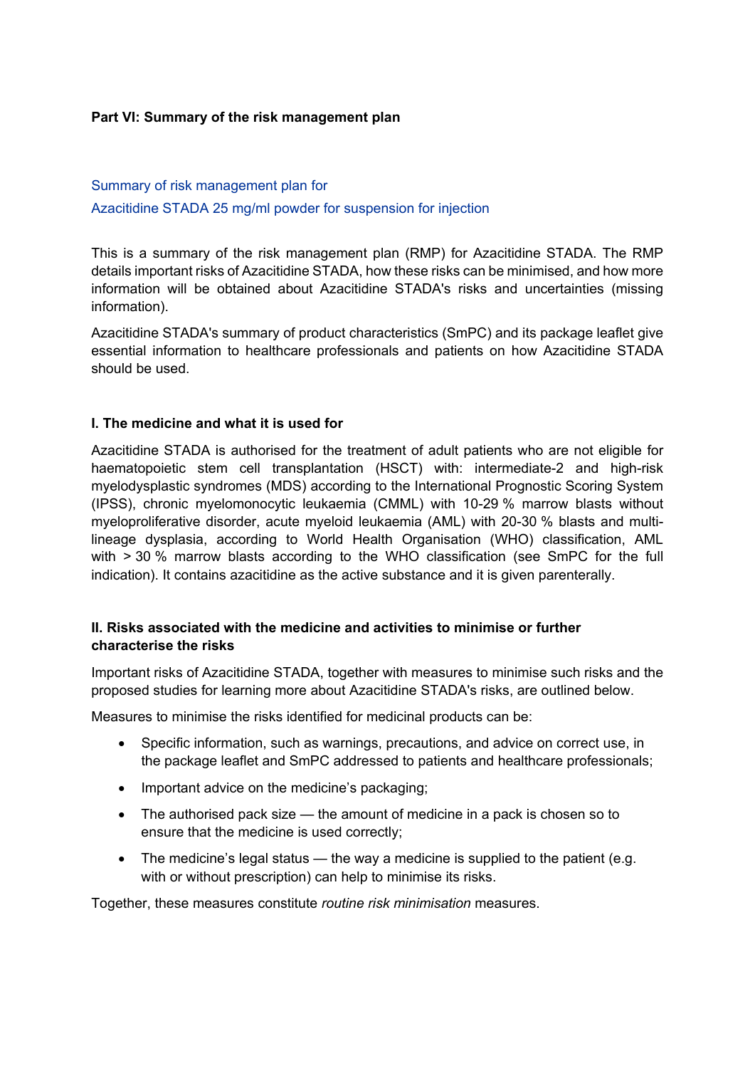**Part VI: Summary of the risk management plan**

Summary of risk management plan for
Azacitidine STADA 25 mg/ml powder for suspension for injection

This is a summary of the risk management plan (RMP) for Azacitidine STADA. The RMP details important risks of Azacitidine STADA, how these risks can be minimised, and how more information will be obtained about Azacitidine STADA's risks and uncertainties (missing information).

Azacitidine STADA's summary of product characteristics (SmPC) and its package leaflet give essential information to healthcare professionals and patients on how Azacitidine STADA should be used.

**I. The medicine and what it is used for**

Azacitidine STADA is authorised for the treatment of adult patients who are not eligible for haematopoietic stem cell transplantation (HSCT) with: intermediate-2 and high-risk myelodysplastic syndromes (MDS) according to the International Prognostic Scoring System (IPSS), chronic myelomonocytic leukaemia (CMML) with 10-29 % marrow blasts without myeloproliferative disorder, acute myeloid leukaemia (AML) with 20-30 % blasts and multi-lineage dysplasia, according to World Health Organisation (WHO) classification, AML with > 30 % marrow blasts according to the WHO classification (see SmPC for the full indication). It contains azacitidine as the active substance and it is given parenterally.

**II. Risks associated with the medicine and activities to minimise or further characterise the risks**

Important risks of Azacitidine STADA, together with measures to minimise such risks and the proposed studies for learning more about Azacitidine STADA's risks, are outlined below.

Measures to minimise the risks identified for medicinal products can be:

- Specific information, such as warnings, precautions, and advice on correct use, in the package leaflet and SmPC addressed to patients and healthcare professionals;
- Important advice on the medicine's packaging;
- The authorised pack size — the amount of medicine in a pack is chosen so to ensure that the medicine is used correctly;
- The medicine's legal status — the way a medicine is supplied to the patient (e.g. with or without prescription) can help to minimise its risks.

Together, these measures constitute *routine risk minimisation* measures.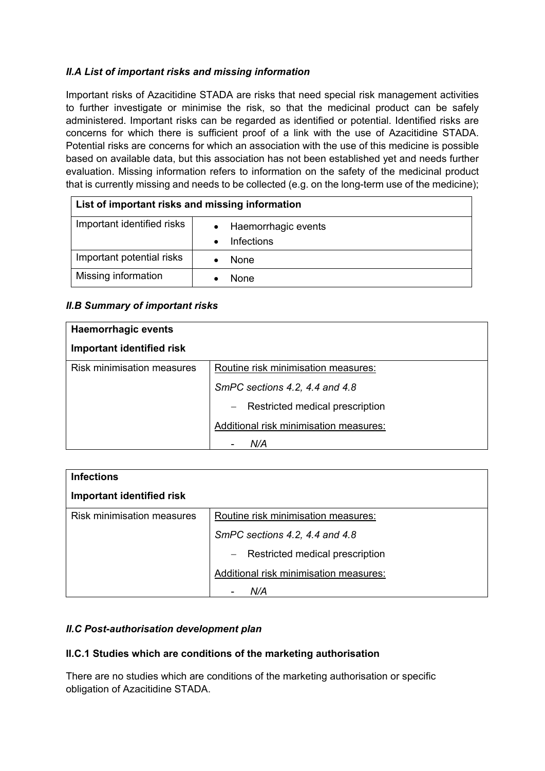### *II.A List of important risks and missing information*

Important risks of Azacitidine STADA are risks that need special risk management activities to further investigate or minimise the risk, so that the medicinal product can be safely administered. Important risks can be regarded as identified or potential. Identified risks are concerns for which there is sufficient proof of a link with the use of Azacitidine STADA. Potential risks are concerns for which an association with the use of this medicine is possible based on available data, but this association has not been established yet and needs further evaluation. Missing information refers to information on the safety of the medicinal product that is currently missing and needs to be collected (e.g. on the long-term use of the medicine);

| **List of important risks and missing information** | |
|---|---|
| Important identified risks | • Haemorrhagic events<br>• Infections |
| Important potential risks | • None |
| Missing information | • None |

### *II.B Summary of important risks*

| **Haemorrhagic events**<br>**Important identified risk** | |
|---|---|
| Risk minimisation measures | <u>Routine risk minimisation measures:</u><br>*SmPC sections 4.2, 4.4 and 4.8*<br>– Restricted medical prescription<br><u>Additional risk minimisation measures:</u><br>- *N/A* |

| **Infections**<br>**Important identified risk** | |
|---|---|
| Risk minimisation measures | <u>Routine risk minimisation measures:</u><br>*SmPC sections 4.2, 4.4 and 4.8*<br>– Restricted medical prescription<br><u>Additional risk minimisation measures:</u><br>- *N/A* |

### *II.C Post-authorisation development plan*

#### **II.C.1 Studies which are conditions of the marketing authorisation**

There are no studies which are conditions of the marketing authorisation or specific obligation of Azacitidine STADA.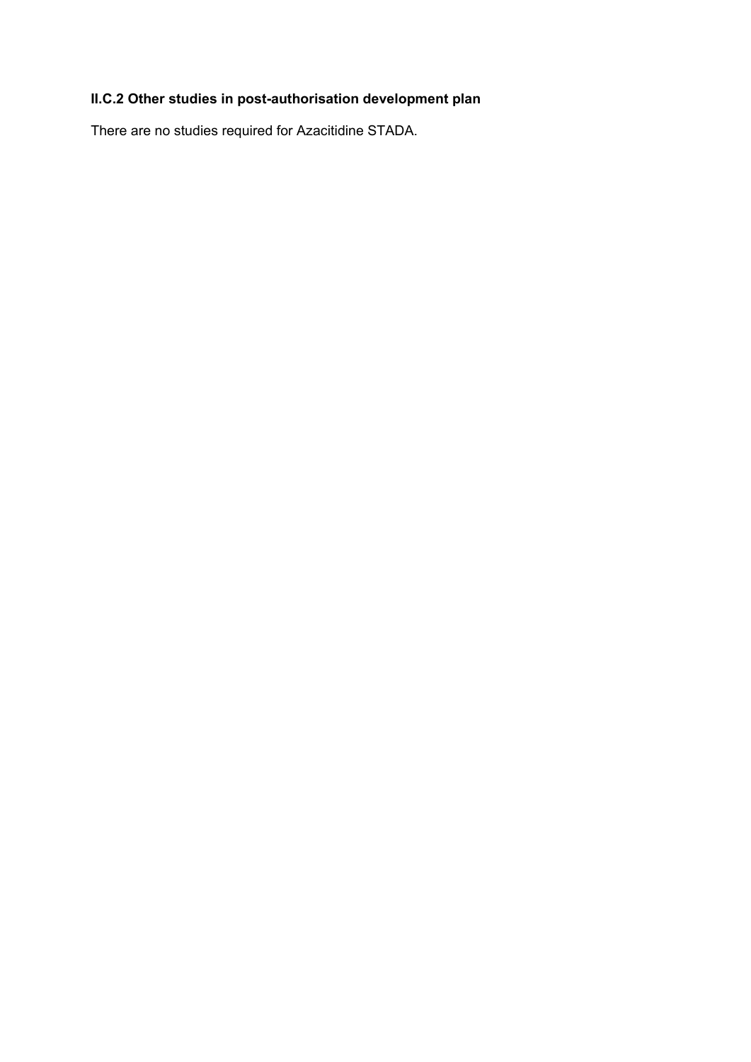**II.C.2 Other studies in post-authorisation development plan**

There are no studies required for Azacitidine STADA.